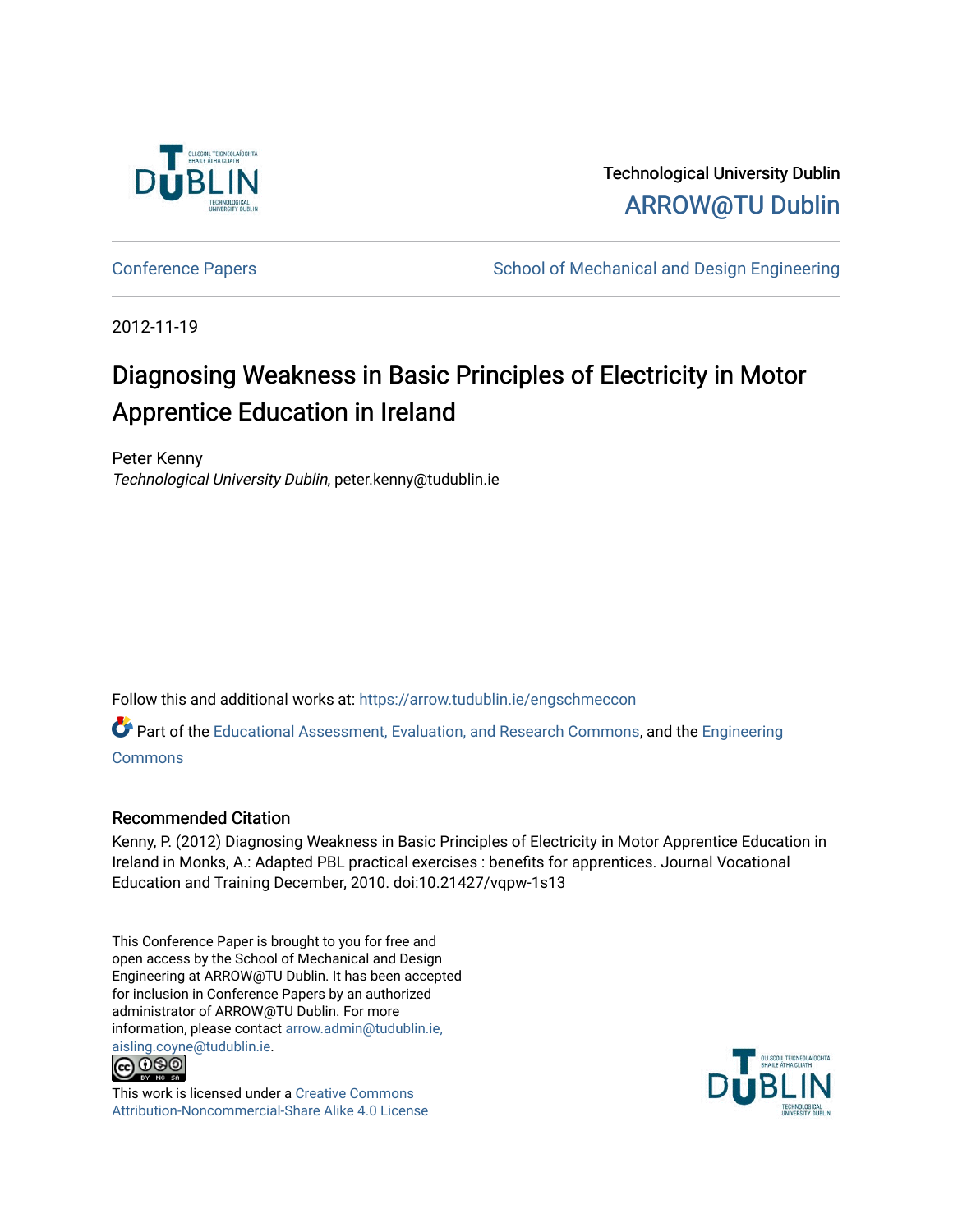Technological University Dublin

ARROW@TU Dublin

Conference Papers | School of Mechanical and Design Engineering

2012-11-19

# Diagnosing Weakness in Basic Principles of Electricity in Motor Apprentice Education in Ireland

Peter Kenny

*Technological University Dublin*, peter.kenny@tudublin.ie

Follow this and additional works at: https://arrow.tudublin.ie/engschmeccon

Part of the Educational Assessment, Evaluation, and Research Commons, and the Engineering Commons

## Recommended Citation

Kenny, P. (2012) Diagnosing Weakness in Basic Principles of Electricity in Motor Apprentice Education in Ireland in Monks, A.: Adapted PBL practical exercises : benefits for apprentices. Journal Vocational Education and Training December, 2010. doi:10.21427/vqpw-1s13

This Conference Paper is brought to you for free and open access by the School of Mechanical and Design Engineering at ARROW@TU Dublin. It has been accepted for inclusion in Conference Papers by an authorized administrator of ARROW@TU Dublin. For more information, please contact arrow.admin@tudublin.ie, aisling.coyne@tudublin.ie.

This work is licensed under a Creative Commons Attribution-Noncommercial-Share Alike 4.0 License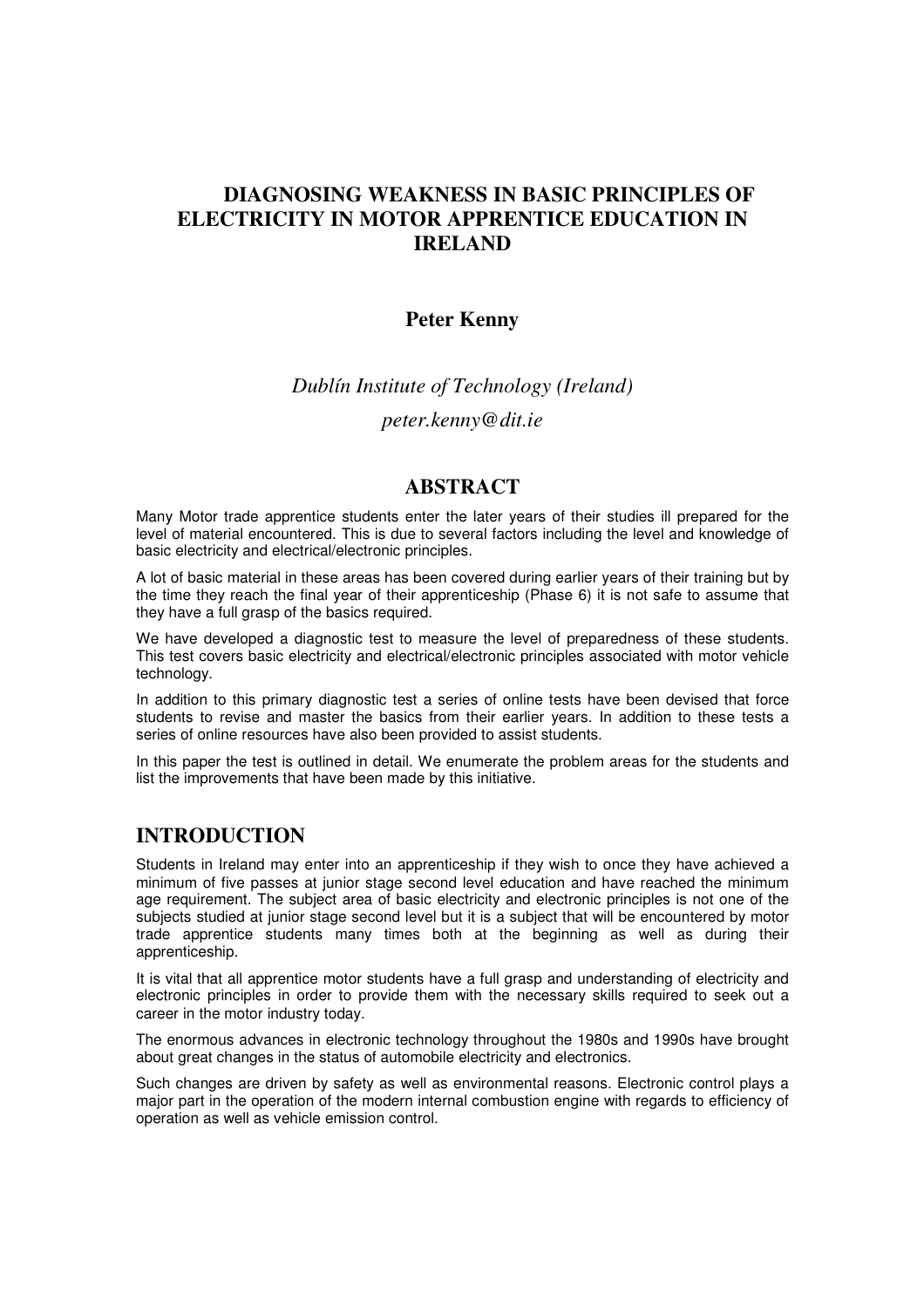# DIAGNOSING WEAKNESS IN BASIC PRINCIPLES OF ELECTRICITY IN MOTOR APPRENTICE EDUCATION IN IRELAND

**Peter Kenny**

*Dublín Institute of Technology (Ireland)*

*peter.kenny@dit.ie*

## ABSTRACT

Many Motor trade apprentice students enter the later years of their studies ill prepared for the level of material encountered. This is due to several factors including the level and knowledge of basic electricity and electrical/electronic principles.

A lot of basic material in these areas has been covered during earlier years of their training but by the time they reach the final year of their apprenticeship (Phase 6) it is not safe to assume that they have a full grasp of the basics required.

We have developed a diagnostic test to measure the level of preparedness of these students. This test covers basic electricity and electrical/electronic principles associated with motor vehicle technology.

In addition to this primary diagnostic test a series of online tests have been devised that force students to revise and master the basics from their earlier years. In addition to these tests a series of online resources have also been provided to assist students.

In this paper the test is outlined in detail. We enumerate the problem areas for the students and list the improvements that have been made by this initiative.

## INTRODUCTION

Students in Ireland may enter into an apprenticeship if they wish to once they have achieved a minimum of five passes at junior stage second level education and have reached the minimum age requirement. The subject area of basic electricity and electronic principles is not one of the subjects studied at junior stage second level but it is a subject that will be encountered by motor trade apprentice students many times both at the beginning as well as during their apprenticeship.

It is vital that all apprentice motor students have a full grasp and understanding of electricity and electronic principles in order to provide them with the necessary skills required to seek out a career in the motor industry today.

The enormous advances in electronic technology throughout the 1980s and 1990s have brought about great changes in the status of automobile electricity and electronics.

Such changes are driven by safety as well as environmental reasons. Electronic control plays a major part in the operation of the modern internal combustion engine with regards to efficiency of operation as well as vehicle emission control.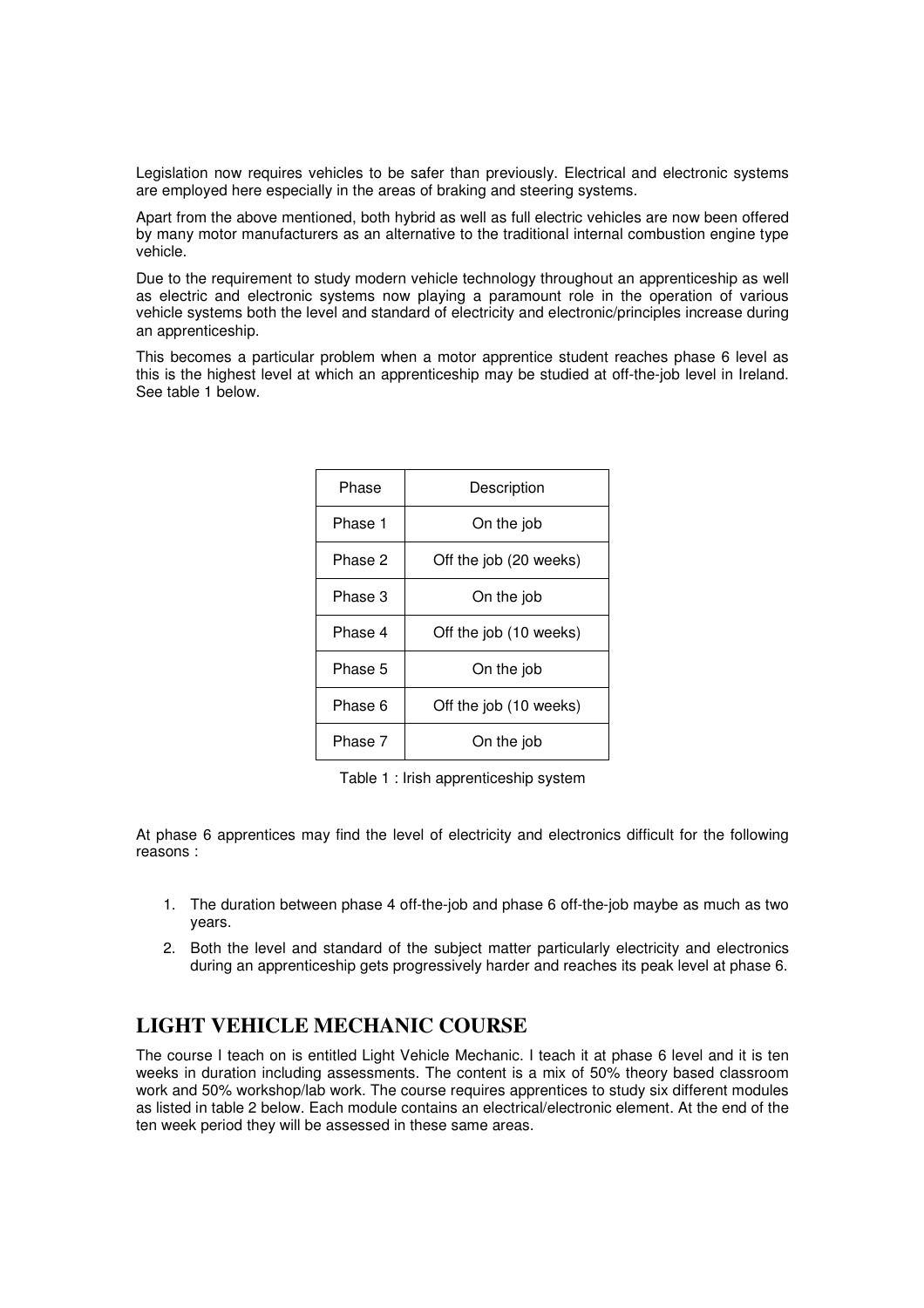Legislation now requires vehicles to be safer than previously. Electrical and electronic systems are employed here especially in the areas of braking and steering systems.

Apart from the above mentioned, both hybrid as well as full electric vehicles are now been offered by many motor manufacturers as an alternative to the traditional internal combustion engine type vehicle.

Due to the requirement to study modern vehicle technology throughout an apprenticeship as well as electric and electronic systems now playing a paramount role in the operation of various vehicle systems both the level and standard of electricity and electronic/principles increase during an apprenticeship.

This becomes a particular problem when a motor apprentice student reaches phase 6 level as this is the highest level at which an apprenticeship may be studied at off-the-job level in Ireland. See table 1 below.

| Phase | Description |
|---|---|
| Phase 1 | On the job |
| Phase 2 | Off the job (20 weeks) |
| Phase 3 | On the job |
| Phase 4 | Off the job (10 weeks) |
| Phase 5 | On the job |
| Phase 6 | Off the job (10 weeks) |
| Phase 7 | On the job |

Table 1 : Irish apprenticeship system

At phase 6 apprentices may find the level of electricity and electronics difficult for the following reasons :

1. The duration between phase 4 off-the-job and phase 6 off-the-job maybe as much as two years.
2. Both the level and standard of the subject matter particularly electricity and electronics during an apprenticeship gets progressively harder and reaches its peak level at phase 6.

## LIGHT VEHICLE MECHANIC COURSE

The course I teach on is entitled Light Vehicle Mechanic. I teach it at phase 6 level and it is ten weeks in duration including assessments. The content is a mix of 50% theory based classroom work and 50% workshop/lab work. The course requires apprentices to study six different modules as listed in table 2 below. Each module contains an electrical/electronic element. At the end of the ten week period they will be assessed in these same areas.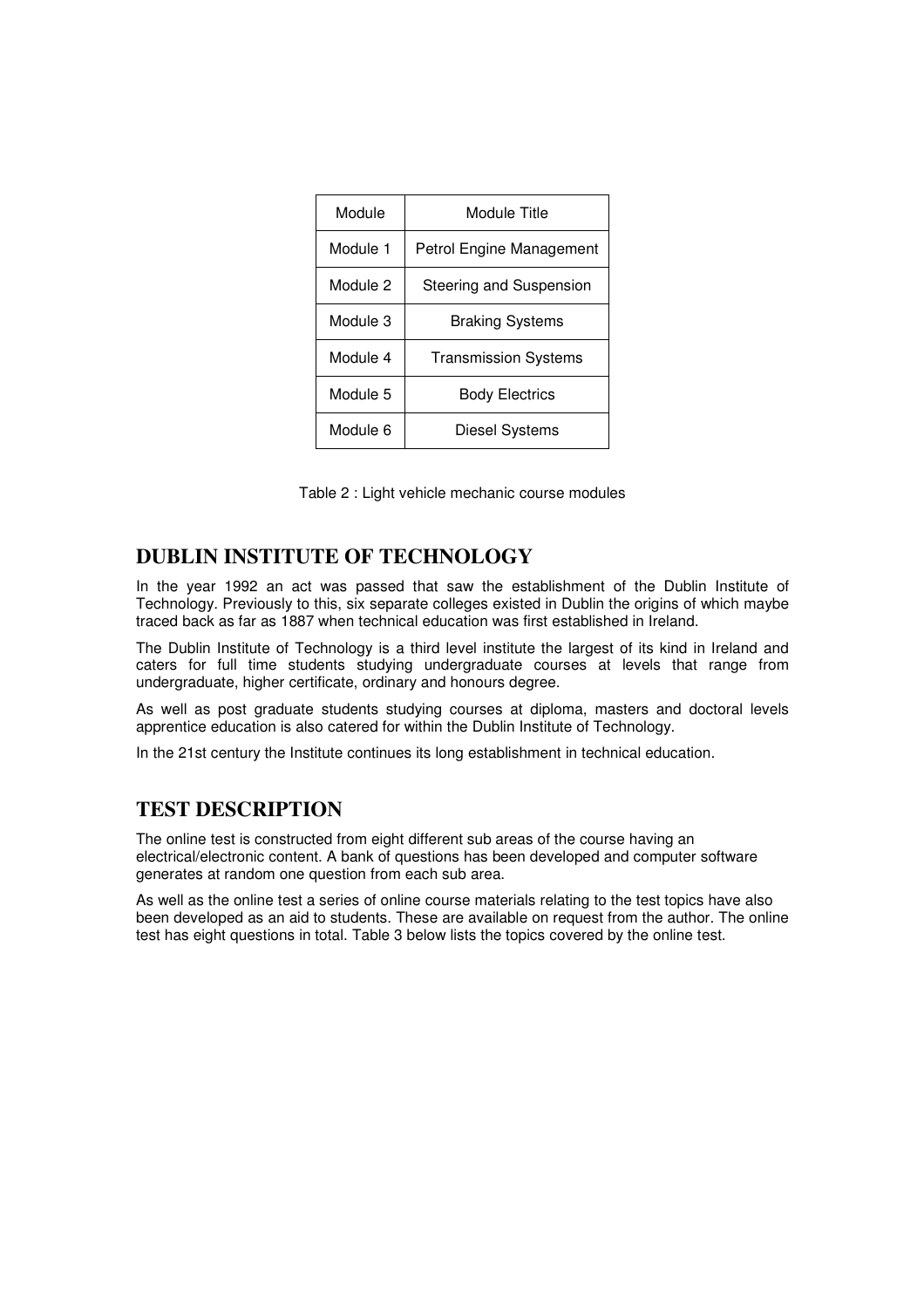| Module | Module Title |
| --- | --- |
| Module 1 | Petrol Engine Management |
| Module 2 | Steering and Suspension |
| Module 3 | Braking Systems |
| Module 4 | Transmission Systems |
| Module 5 | Body Electrics |
| Module 6 | Diesel Systems |

Table 2 : Light vehicle mechanic course modules

## DUBLIN INSTITUTE OF TECHNOLOGY

In the year 1992 an act was passed that saw the establishment of the Dublin Institute of Technology. Previously to this, six separate colleges existed in Dublin the origins of which maybe traced back as far as 1887 when technical education was first established in Ireland.

The Dublin Institute of Technology is a third level institute the largest of its kind in Ireland and caters for full time students studying undergraduate courses at levels that range from undergraduate, higher certificate, ordinary and honours degree.

As well as post graduate students studying courses at diploma, masters and doctoral levels apprentice education is also catered for within the Dublin Institute of Technology.

In the 21st century the Institute continues its long establishment in technical education.

## TEST DESCRIPTION

The online test is constructed from eight different sub areas of the course having an electrical/electronic content. A bank of questions has been developed and computer software generates at random one question from each sub area.

As well as the online test a series of online course materials relating to the test topics have also been developed as an aid to students. These are available on request from the author. The online test has eight questions in total. Table 3 below lists the topics covered by the online test.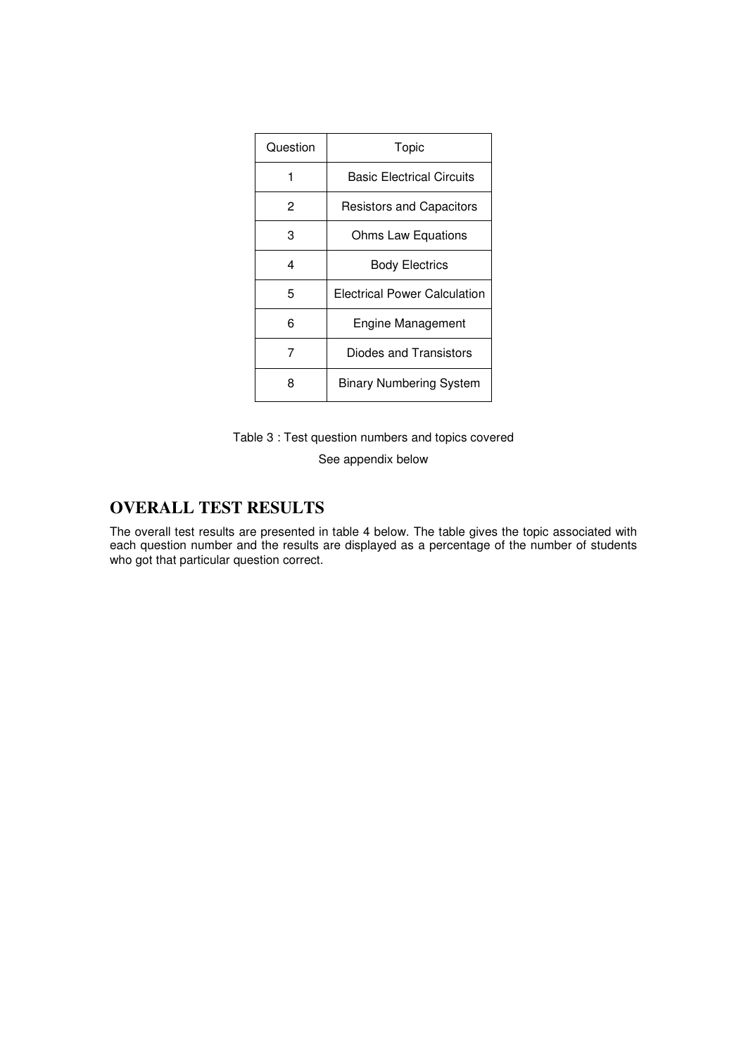| Question | Topic |
| --- | --- |
| 1 | Basic Electrical Circuits |
| 2 | Resistors and Capacitors |
| 3 | Ohms Law Equations |
| 4 | Body Electrics |
| 5 | Electrical Power Calculation |
| 6 | Engine Management |
| 7 | Diodes and Transistors |
| 8 | Binary Numbering System |

Table 3 : Test question numbers and topics covered

See appendix below

## OVERALL TEST RESULTS

The overall test results are presented in table 4 below. The table gives the topic associated with each question number and the results are displayed as a percentage of the number of students who got that particular question correct.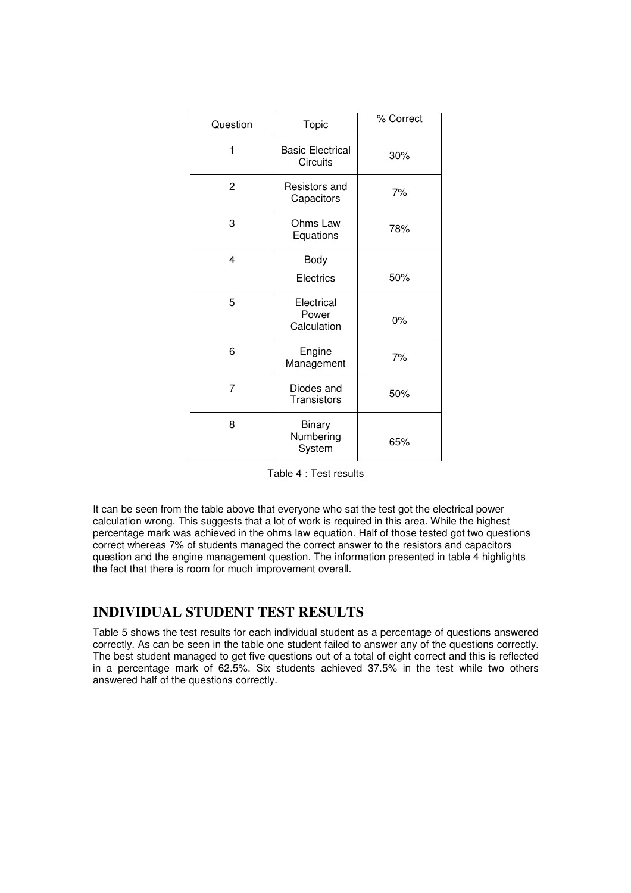| Question | Topic | % Correct |
|---|---|---|
| 1 | Basic Electrical Circuits | 30% |
| 2 | Resistors and Capacitors | 7% |
| 3 | Ohms Law Equations | 78% |
| 4 | Body Electrics | 50% |
| 5 | Electrical Power Calculation | 0% |
| 6 | Engine Management | 7% |
| 7 | Diodes and Transistors | 50% |
| 8 | Binary Numbering System | 65% |

Table 4 : Test results

It can be seen from the table above that everyone who sat the test got the electrical power calculation wrong. This suggests that a lot of work is required in this area. While the highest percentage mark was achieved in the ohms law equation. Half of those tested got two questions correct whereas 7% of students managed the correct answer to the resistors and capacitors question and the engine management question. The information presented in table 4 highlights the fact that there is room for much improvement overall.

## INDIVIDUAL STUDENT TEST RESULTS

Table 5 shows the test results for each individual student as a percentage of questions answered correctly. As can be seen in the table one student failed to answer any of the questions correctly. The best student managed to get five questions out of a total of eight correct and this is reflected in a percentage mark of 62.5%. Six students achieved 37.5% in the test while two others answered half of the questions correctly.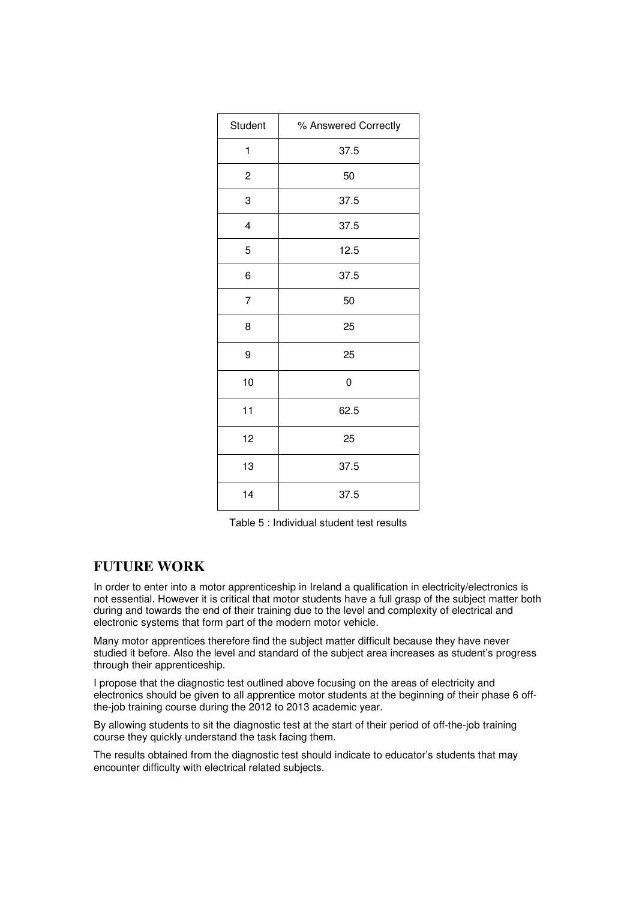| Student | % Answered Correctly |
|---|---|
| 1 | 37.5 |
| 2 | 50 |
| 3 | 37.5 |
| 4 | 37.5 |
| 5 | 12.5 |
| 6 | 37.5 |
| 7 | 50 |
| 8 | 25 |
| 9 | 25 |
| 10 | 0 |
| 11 | 62.5 |
| 12 | 25 |
| 13 | 37.5 |
| 14 | 37.5 |

Table 5 : Individual student test results

## FUTURE WORK

In order to enter into a motor apprenticeship in Ireland a qualification in electricity/electronics is not essential. However it is critical that motor students have a full grasp of the subject matter both during and towards the end of their training due to the level and complexity of electrical and electronic systems that form part of the modern motor vehicle.

Many motor apprentices therefore find the subject matter difficult because they have never studied it before. Also the level and standard of the subject area increases as student's progress through their apprenticeship.

I propose that the diagnostic test outlined above focusing on the areas of electricity and electronics should be given to all apprentice motor students at the beginning of their phase 6 off-the-job training course during the 2012 to 2013 academic year.

By allowing students to sit the diagnostic test at the start of their period of off-the-job training course they quickly understand the task facing them.

The results obtained from the diagnostic test should indicate to educator's students that may encounter difficulty with electrical related subjects.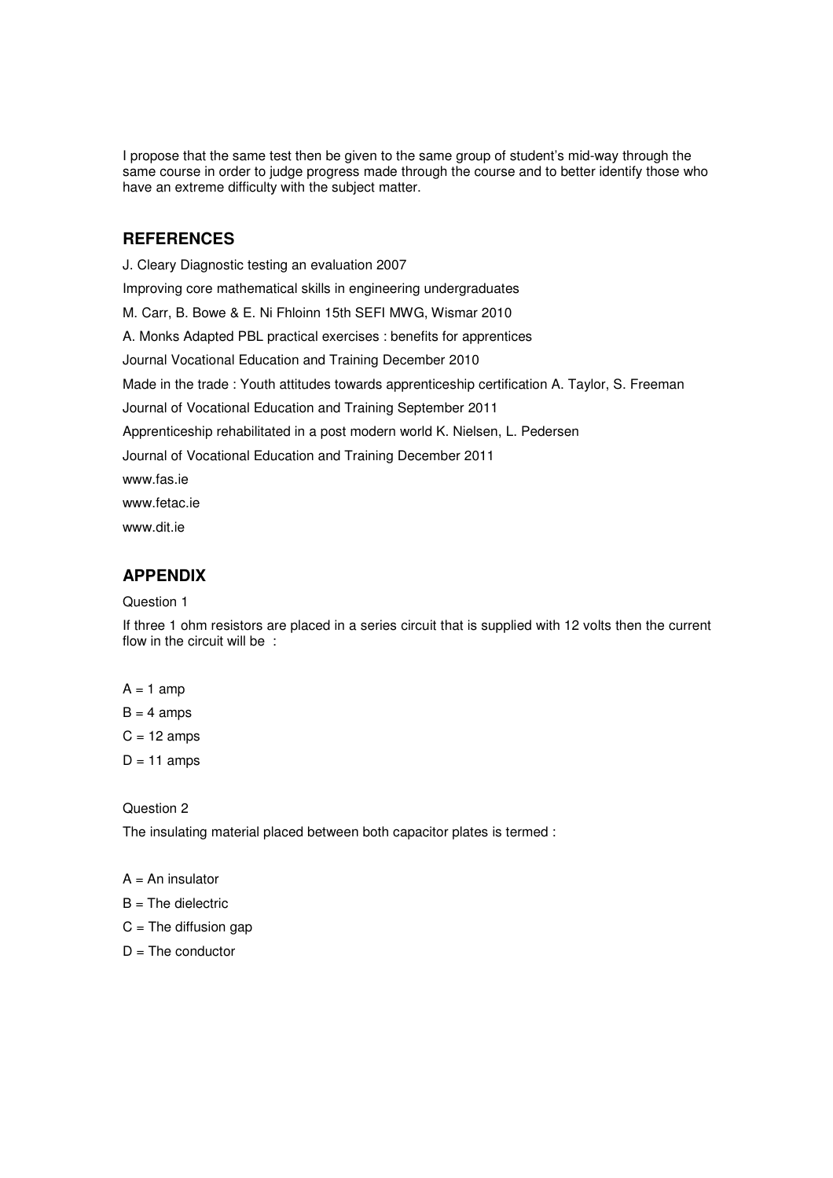I propose that the same test then be given to the same group of student's mid-way through the same course in order to judge progress made through the course and to better identify those who have an extreme difficulty with the subject matter.

## REFERENCES

J. Cleary Diagnostic testing an evaluation 2007

Improving core mathematical skills in engineering undergraduates

M. Carr, B. Bowe & E. Ni Fhloinn 15th SEFI MWG, Wismar 2010

A. Monks Adapted PBL practical exercises : benefits for apprentices

Journal Vocational Education and Training December 2010

Made in the trade : Youth attitudes towards apprenticeship certification A. Taylor, S. Freeman

Journal of Vocational Education and Training September 2011

Apprenticeship rehabilitated in a post modern world K. Nielsen, L. Pedersen

Journal of Vocational Education and Training December 2011

www.fas.ie

www.fetac.ie

www.dit.ie

## APPENDIX

Question 1

If three 1 ohm resistors are placed in a series circuit that is supplied with 12 volts then the current flow in the circuit will be :

A = 1 amp

B = 4 amps

C = 12 amps

D = 11 amps

Question 2

The insulating material placed between both capacitor plates is termed :

A = An insulator

B = The dielectric

C = The diffusion gap

D = The conductor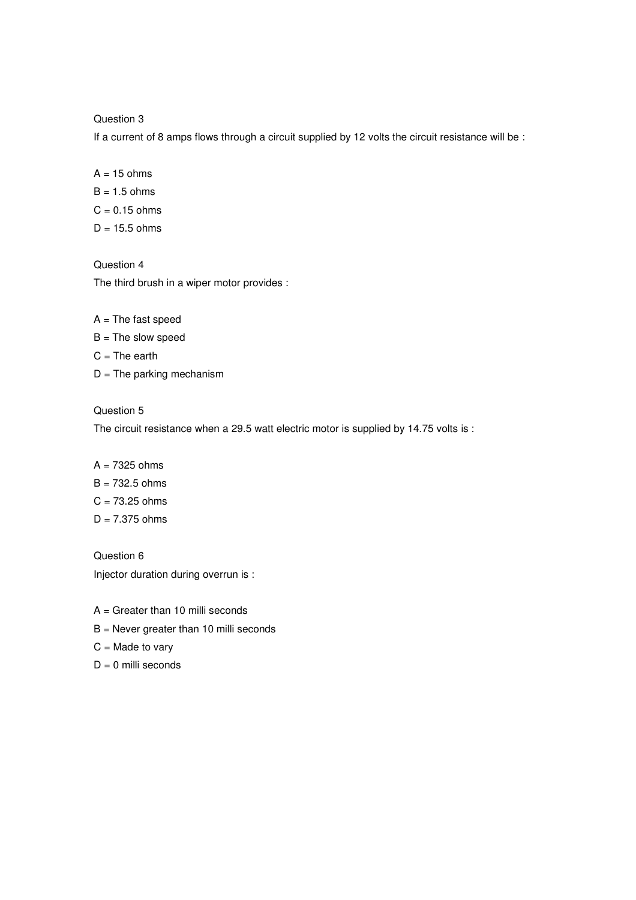Question 3

If a current of 8 amps flows through a circuit supplied by 12 volts the circuit resistance will be :

A = 15 ohms

B = 1.5 ohms

C = 0.15 ohms

D = 15.5 ohms

Question 4

The third brush in a wiper motor provides :

A = The fast speed

B = The slow speed

C = The earth

D = The parking mechanism

Question 5

The circuit resistance when a 29.5 watt electric motor is supplied by 14.75 volts is :

A = 7325 ohms

B = 732.5 ohms

C = 73.25 ohms

D = 7.375 ohms

Question 6

Injector duration during overrun is :

A = Greater than 10 milli seconds

B = Never greater than 10 milli seconds

C = Made to vary

D = 0 milli seconds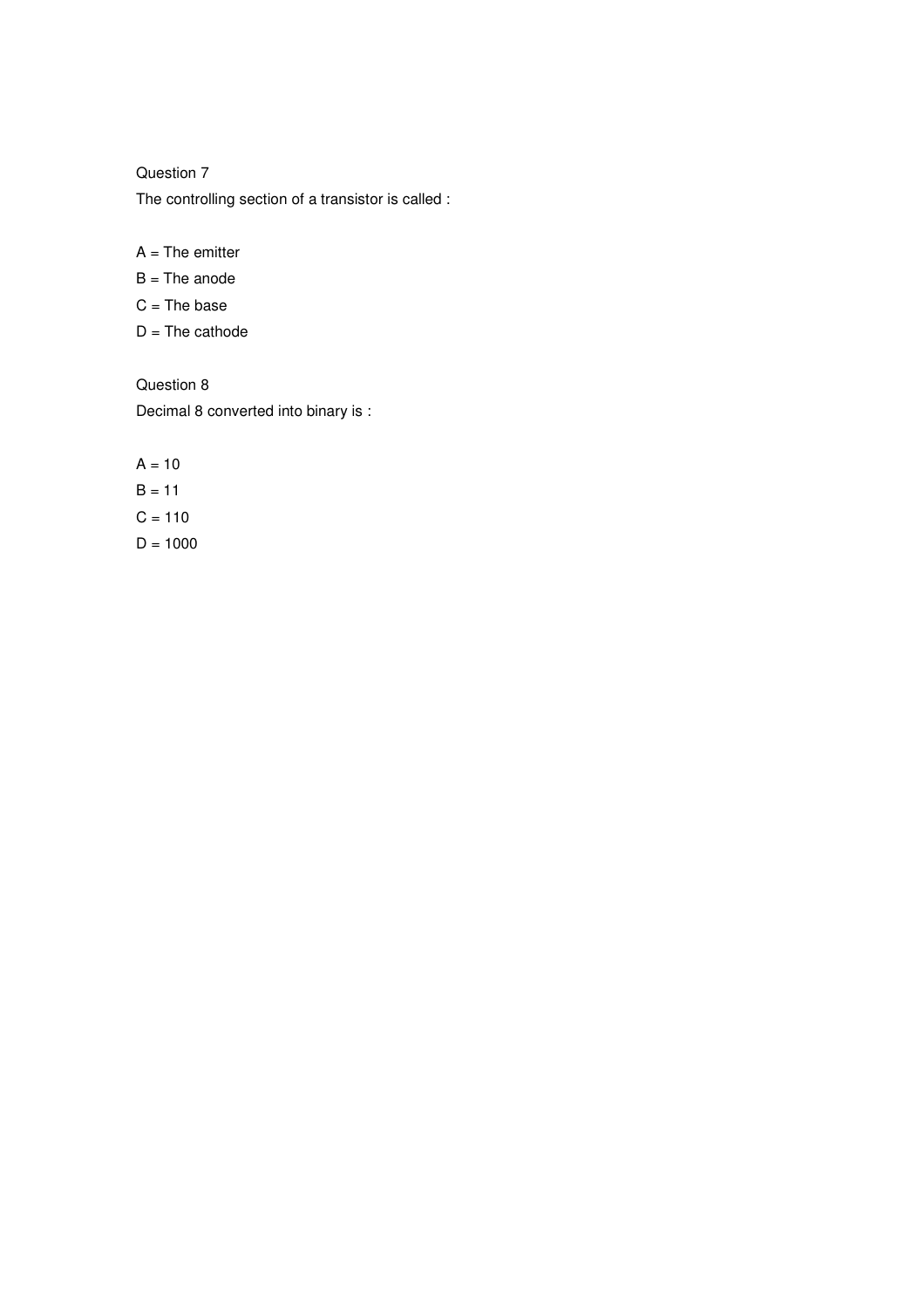Question 7

The controlling section of a transistor is called :

A = The emitter

B = The anode

C = The base

D = The cathode

Question 8

Decimal 8 converted into binary is :

A = 10

B = 11

C = 110

D = 1000